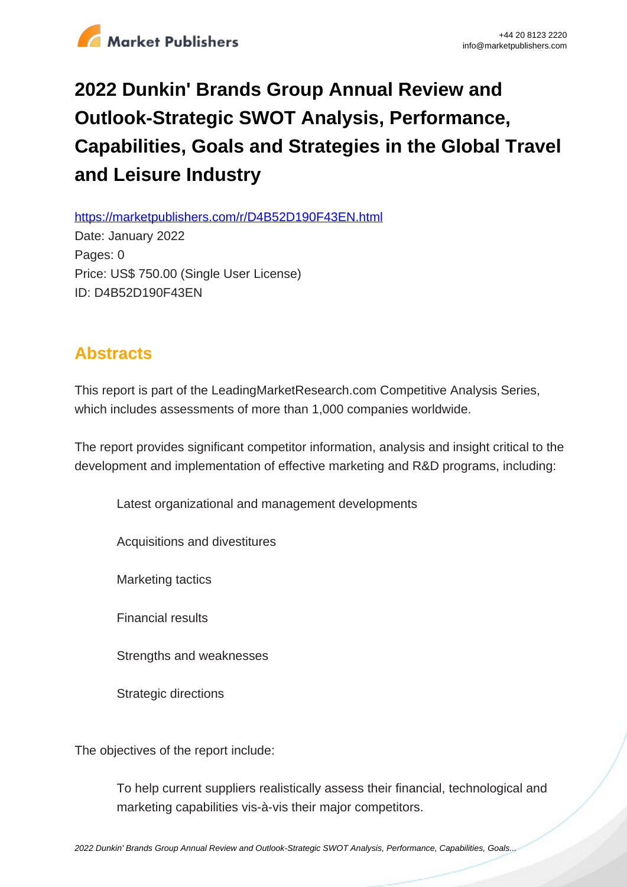# 2022 Dunkin' Brands Group Annual Review and Outlook-Strategic SWOT Analysis, Performance, Capabilities, Goals and Strategies in the Global Travel and Leisure Industry

https://marketpublishers.com/r/D4B52D190F43EN.html

Date: January 2022

Pages: 0

Price: US$ 750.00 (Single User License)

ID: D4B52D190F43EN

## Abstracts

This report is part of the LeadingMarketResearch.com Competitive Analysis Series, which includes assessments of more than 1,000 companies worldwide.

The report provides significant competitor information, analysis and insight critical to the development and implementation of effective marketing and R&D programs, including:

- Latest organizational and management developments
- Acquisitions and divestitures
- Marketing tactics
- Financial results
- Strengths and weaknesses
- Strategic directions

The objectives of the report include:

- To help current suppliers realistically assess their financial, technological and marketing capabilities vis-à-vis their major competitors.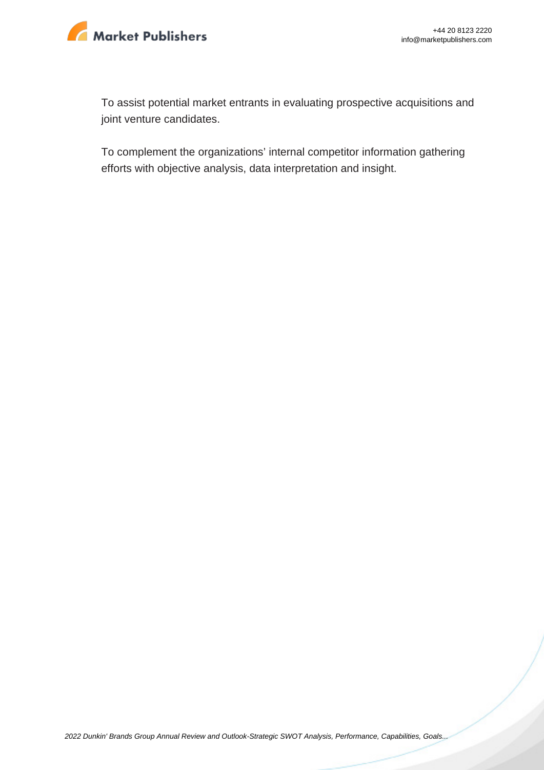To assist potential market entrants in evaluating prospective acquisitions and joint venture candidates.

To complement the organizations' internal competitor information gathering efforts with objective analysis, data interpretation and insight.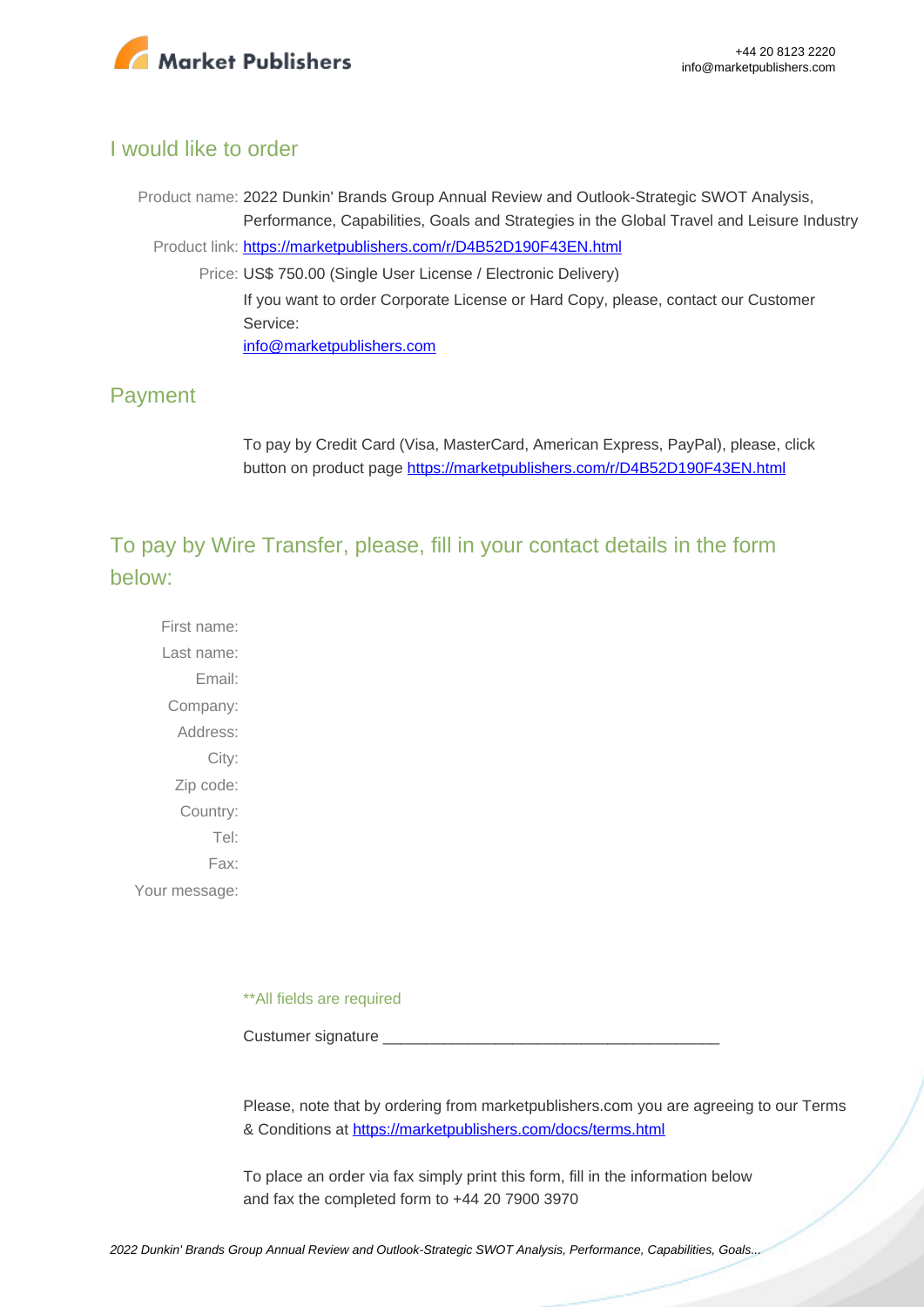## I would like to order

Product name: 2022 Dunkin' Brands Group Annual Review and Outlook-Strategic SWOT Analysis, Performance, Capabilities, Goals and Strategies in the Global Travel and Leisure Industry

Product link: [https://marketpublishers.com/r/D4B52D190F43EN.html](https://marketpublishers.com/r/D4B52D190F43EN.html)

Price: US$ 750.00 (Single User License / Electronic Delivery)

If you want to order Corporate License or Hard Copy, please, contact our Customer Service:

[info@marketpublishers.com](mailto:info@marketpublishers.com)

## Payment

To pay by Credit Card (Visa, MasterCard, American Express, PayPal), please, click button on product page [https://marketpublishers.com/r/D4B52D190F43EN.html](https://marketpublishers.com/r/D4B52D190F43EN.html)

## To pay by Wire Transfer, please, fill in your contact details in the form below:

First name:

Last name:

Email:

Company:

Address:

City:

Zip code:

Country:

Tel:

Fax:

Your message:

**All fields are required

Custumer signature _______________________________________

Please, note that by ordering from marketpublishers.com you are agreeing to our Terms & Conditions at [https://marketpublishers.com/docs/terms.html](https://marketpublishers.com/docs/terms.html)

To place an order via fax simply print this form, fill in the information below and fax the completed form to +44 20 7900 3970